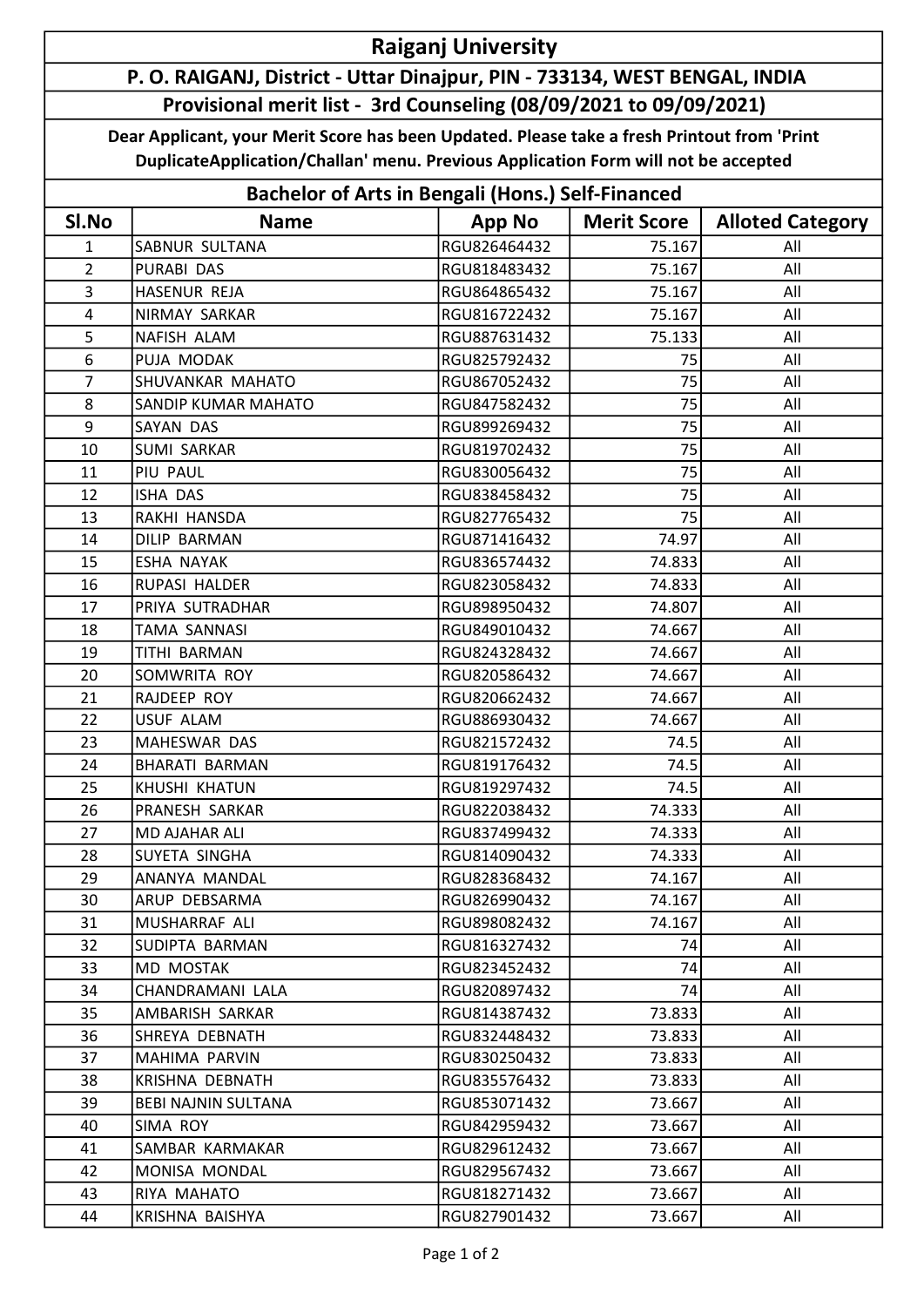# Raiganj University

## P. O. RAIGANJ, District - Uttar Dinajpur, PIN - 733134, WEST BENGAL, INDIA

### Provisional merit list - 3rd Counseling (08/09/2021 to 09/09/2021)

**Dear Applicant, your Merit Score has been Updated. Please take a fresh Printout from 'Print DuplicateApplication/Challan' menu. Previous Application Form will not be accepted**

### Bachelor of Arts in Bengali (Hons.) Self-Financed

| Sl.No | Name | App No | Merit Score | Alloted Category |
|---|---|---|---|---|
| 1 | SABNUR SULTANA | RGU826464432 | 75.167 | All |
| 2 | PURABI DAS | RGU818483432 | 75.167 | All |
| 3 | HASENUR REJA | RGU864865432 | 75.167 | All |
| 4 | NIRMAY SARKAR | RGU816722432 | 75.167 | All |
| 5 | NAFISH ALAM | RGU887631432 | 75.133 | All |
| 6 | PUJA MODAK | RGU825792432 | 75 | All |
| 7 | SHUVANKAR MAHATO | RGU867052432 | 75 | All |
| 8 | SANDIP KUMAR MAHATO | RGU847582432 | 75 | All |
| 9 | SAYAN DAS | RGU899269432 | 75 | All |
| 10 | SUMI SARKAR | RGU819702432 | 75 | All |
| 11 | PIU PAUL | RGU830056432 | 75 | All |
| 12 | ISHA DAS | RGU838458432 | 75 | All |
| 13 | RAKHI HANSDA | RGU827765432 | 75 | All |
| 14 | DILIP BARMAN | RGU871416432 | 74.97 | All |
| 15 | ESHA NAYAK | RGU836574432 | 74.833 | All |
| 16 | RUPASI HALDER | RGU823058432 | 74.833 | All |
| 17 | PRIYA SUTRADHAR | RGU898950432 | 74.807 | All |
| 18 | TAMA SANNASI | RGU849010432 | 74.667 | All |
| 19 | TITHI BARMAN | RGU824328432 | 74.667 | All |
| 20 | SOMWRITA ROY | RGU820586432 | 74.667 | All |
| 21 | RAJDEEP ROY | RGU820662432 | 74.667 | All |
| 22 | USUF ALAM | RGU886930432 | 74.667 | All |
| 23 | MAHESWAR DAS | RGU821572432 | 74.5 | All |
| 24 | BHARATI BARMAN | RGU819176432 | 74.5 | All |
| 25 | KHUSHI KHATUN | RGU819297432 | 74.5 | All |
| 26 | PRANESH SARKAR | RGU822038432 | 74.333 | All |
| 27 | MD AJAHAR ALI | RGU837499432 | 74.333 | All |
| 28 | SUYETA SINGHA | RGU814090432 | 74.333 | All |
| 29 | ANANYA MANDAL | RGU828368432 | 74.167 | All |
| 30 | ARUP DEBSARMA | RGU826990432 | 74.167 | All |
| 31 | MUSHARRAF ALI | RGU898082432 | 74.167 | All |
| 32 | SUDIPTA BARMAN | RGU816327432 | 74 | All |
| 33 | MD MOSTAK | RGU823452432 | 74 | All |
| 34 | CHANDRAMANI LALA | RGU820897432 | 74 | All |
| 35 | AMBARISH SARKAR | RGU814387432 | 73.833 | All |
| 36 | SHREYA DEBNATH | RGU832448432 | 73.833 | All |
| 37 | MAHIMA PARVIN | RGU830250432 | 73.833 | All |
| 38 | KRISHNA DEBNATH | RGU835576432 | 73.833 | All |
| 39 | BEBI NAJNIN SULTANA | RGU853071432 | 73.667 | All |
| 40 | SIMA ROY | RGU842959432 | 73.667 | All |
| 41 | SAMBAR KARMAKAR | RGU829612432 | 73.667 | All |
| 42 | MONISA MONDAL | RGU829567432 | 73.667 | All |
| 43 | RIYA MAHATO | RGU818271432 | 73.667 | All |
| 44 | KRISHNA BAISHYA | RGU827901432 | 73.667 | All |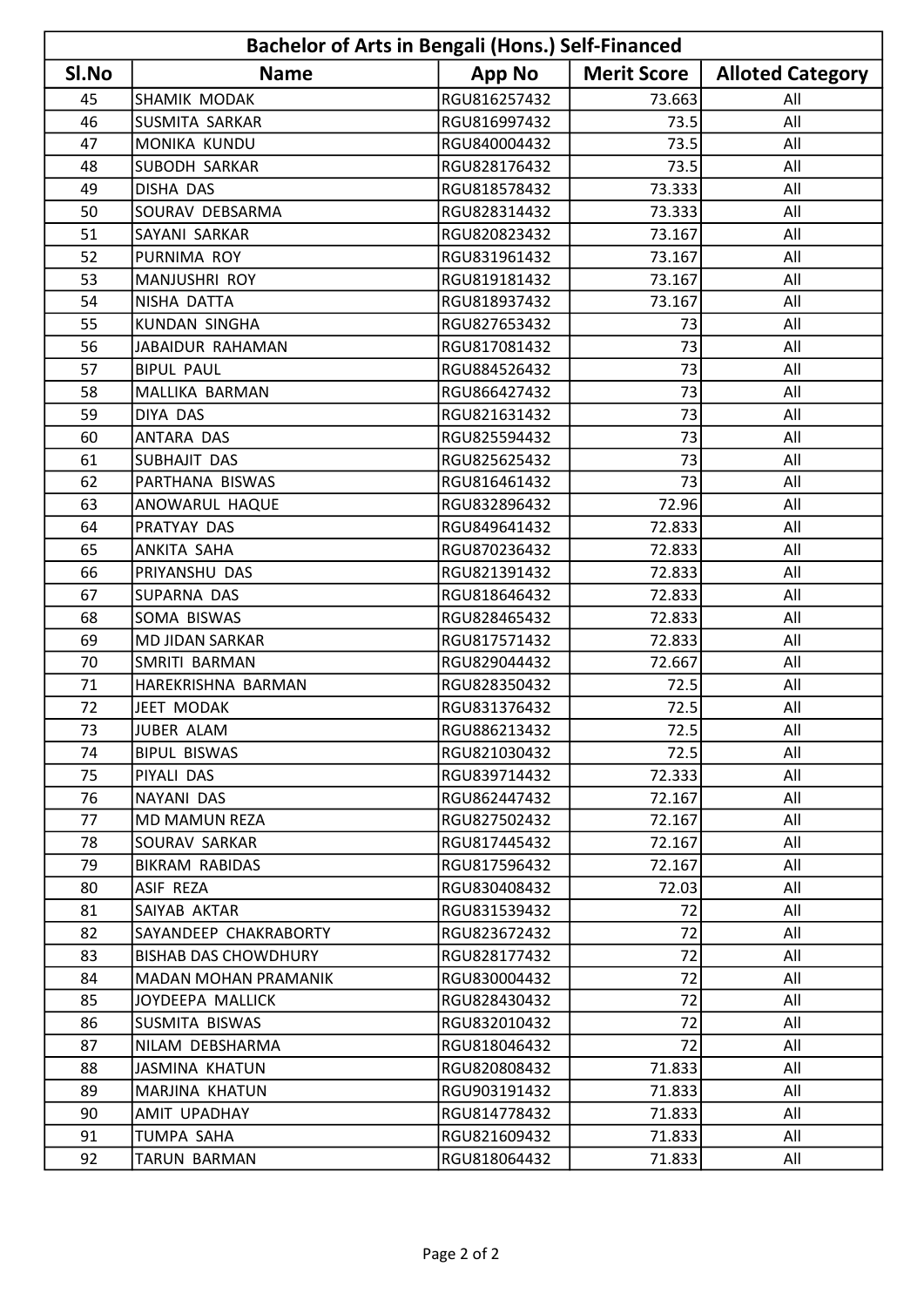| Bachelor of Arts in Bengali (Hons.) Self-Financed | | | | |
|---|---|---|---|---|
| Sl.No | Name | App No | Merit Score | Alloted Category |
| 45 | SHAMIK MODAK | RGU816257432 | 73.663 | All |
| 46 | SUSMITA SARKAR | RGU816997432 | 73.5 | All |
| 47 | MONIKA KUNDU | RGU840004432 | 73.5 | All |
| 48 | SUBODH SARKAR | RGU828176432 | 73.5 | All |
| 49 | DISHA DAS | RGU818578432 | 73.333 | All |
| 50 | SOURAV DEBSARMA | RGU828314432 | 73.333 | All |
| 51 | SAYANI SARKAR | RGU820823432 | 73.167 | All |
| 52 | PURNIMA ROY | RGU831961432 | 73.167 | All |
| 53 | MANJUSHRI ROY | RGU819181432 | 73.167 | All |
| 54 | NISHA DATTA | RGU818937432 | 73.167 | All |
| 55 | KUNDAN SINGHA | RGU827653432 | 73 | All |
| 56 | JABAIDUR RAHAMAN | RGU817081432 | 73 | All |
| 57 | BIPUL PAUL | RGU884526432 | 73 | All |
| 58 | MALLIKA BARMAN | RGU866427432 | 73 | All |
| 59 | DIYA DAS | RGU821631432 | 73 | All |
| 60 | ANTARA DAS | RGU825594432 | 73 | All |
| 61 | SUBHAJIT DAS | RGU825625432 | 73 | All |
| 62 | PARTHANA BISWAS | RGU816461432 | 73 | All |
| 63 | ANOWARUL HAQUE | RGU832896432 | 72.96 | All |
| 64 | PRATYAY DAS | RGU849641432 | 72.833 | All |
| 65 | ANKITA SAHA | RGU870236432 | 72.833 | All |
| 66 | PRIYANSHU DAS | RGU821391432 | 72.833 | All |
| 67 | SUPARNA DAS | RGU818646432 | 72.833 | All |
| 68 | SOMA BISWAS | RGU828465432 | 72.833 | All |
| 69 | MD JIDAN SARKAR | RGU817571432 | 72.833 | All |
| 70 | SMRITI BARMAN | RGU829044432 | 72.667 | All |
| 71 | HAREKRISHNA BARMAN | RGU828350432 | 72.5 | All |
| 72 | JEET MODAK | RGU831376432 | 72.5 | All |
| 73 | JUBER ALAM | RGU886213432 | 72.5 | All |
| 74 | BIPUL BISWAS | RGU821030432 | 72.5 | All |
| 75 | PIYALI DAS | RGU839714432 | 72.333 | All |
| 76 | NAYANI DAS | RGU862447432 | 72.167 | All |
| 77 | MD MAMUN REZA | RGU827502432 | 72.167 | All |
| 78 | SOURAV SARKAR | RGU817445432 | 72.167 | All |
| 79 | BIKRAM RABIDAS | RGU817596432 | 72.167 | All |
| 80 | ASIF REZA | RGU830408432 | 72.03 | All |
| 81 | SAIYAB AKTAR | RGU831539432 | 72 | All |
| 82 | SAYANDEEP CHAKRABORTY | RGU823672432 | 72 | All |
| 83 | BISHAB DAS CHOWDHURY | RGU828177432 | 72 | All |
| 84 | MADAN MOHAN PRAMANIK | RGU830004432 | 72 | All |
| 85 | JOYDEEPA MALLICK | RGU828430432 | 72 | All |
| 86 | SUSMITA BISWAS | RGU832010432 | 72 | All |
| 87 | NILAM DEBSHARMA | RGU818046432 | 72 | All |
| 88 | JASMINA KHATUN | RGU820808432 | 71.833 | All |
| 89 | MARJINA KHATUN | RGU903191432 | 71.833 | All |
| 90 | AMIT UPADHAY | RGU814778432 | 71.833 | All |
| 91 | TUMPA SAHA | RGU821609432 | 71.833 | All |
| 92 | TARUN BARMAN | RGU818064432 | 71.833 | All |